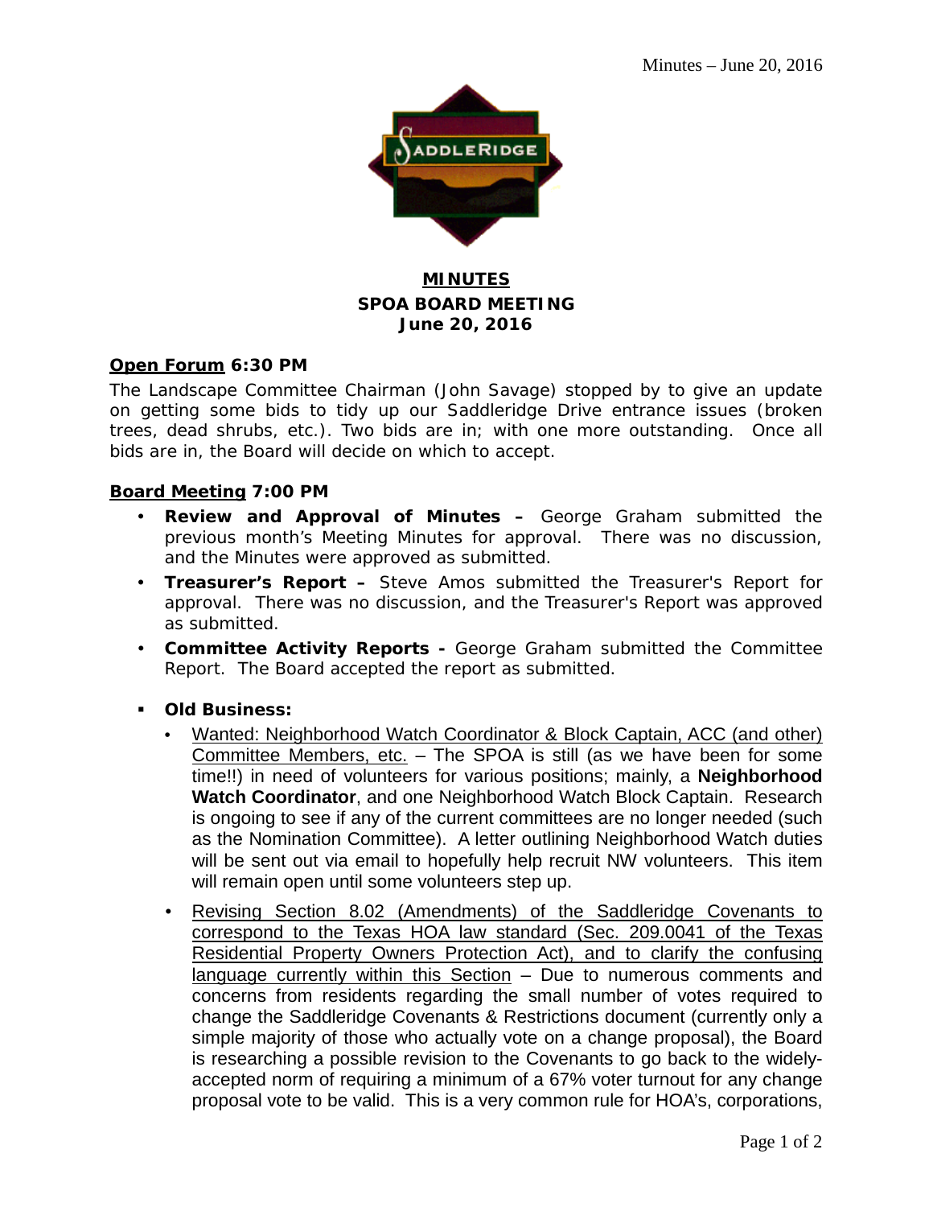# MINUTES
## SPOA BOARD MEETING
## June 20, 2016

**Open Forum 6:30 PM**

The Landscape Committee Chairman (John Savage) stopped by to give an update on getting some bids to tidy up our Saddleridge Drive entrance issues (broken trees, dead shrubs, etc.). Two bids are in; with one more outstanding. Once all bids are in, the Board will decide on which to accept.

**Board Meeting 7:00 PM**

- **Review and Approval of Minutes –** George Graham submitted the previous month's Meeting Minutes for approval. There was no discussion, and the Minutes were approved as submitted.
- **Treasurer's Report –** Steve Amos submitted the Treasurer's Report for approval. There was no discussion, and the Treasurer's Report was approved as submitted.
- **Committee Activity Reports -** George Graham submitted the Committee Report. The Board accepted the report as submitted.

- **Old Business:**
  - Wanted: Neighborhood Watch Coordinator & Block Captain, ACC (and other) Committee Members, etc. – The SPOA is still (as we have been for some time!!) in need of volunteers for various positions; mainly, a **Neighborhood Watch Coordinator**, and one Neighborhood Watch Block Captain. Research is ongoing to see if any of the current committees are no longer needed (such as the Nomination Committee). A letter outlining Neighborhood Watch duties will be sent out via email to hopefully help recruit NW volunteers. This item will remain open until some volunteers step up.
  - Revising Section 8.02 (Amendments) of the Saddleridge Covenants to correspond to the Texas HOA law standard (Sec. 209.0041 of the Texas Residential Property Owners Protection Act), and to clarify the confusing language currently within this Section – Due to numerous comments and concerns from residents regarding the small number of votes required to change the Saddleridge Covenants & Restrictions document (currently only a simple majority of those who actually vote on a change proposal), the Board is researching a possible revision to the Covenants to go back to the widely-accepted norm of requiring a minimum of a 67% voter turnout for any change proposal vote to be valid. This is a very common rule for HOA's, corporations,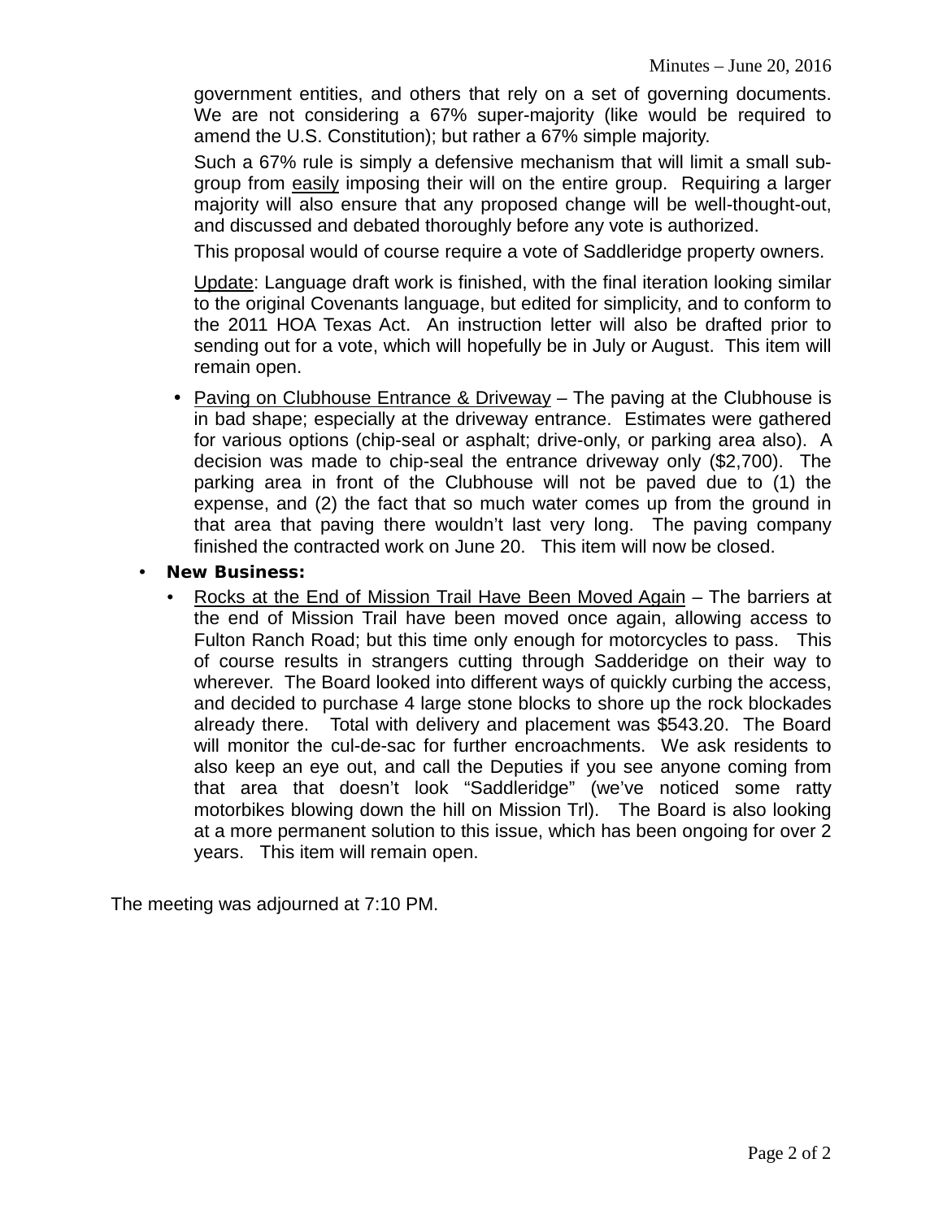government entities, and others that rely on a set of governing documents. We are not considering a 67% super-majority (like would be required to amend the U.S. Constitution); but rather a 67% simple majority.

Such a 67% rule is simply a defensive mechanism that will limit a small sub-group from easily imposing their will on the entire group. Requiring a larger majority will also ensure that any proposed change will be well-thought-out, and discussed and debated thoroughly before any vote is authorized.

This proposal would of course require a vote of Saddleridge property owners.

Update: Language draft work is finished, with the final iteration looking similar to the original Covenants language, but edited for simplicity, and to conform to the 2011 HOA Texas Act. An instruction letter will also be drafted prior to sending out for a vote, which will hopefully be in July or August. This item will remain open.

- Paving on Clubhouse Entrance & Driveway – The paving at the Clubhouse is in bad shape; especially at the driveway entrance. Estimates were gathered for various options (chip-seal or asphalt; drive-only, or parking area also). A decision was made to chip-seal the entrance driveway only ($2,700). The parking area in front of the Clubhouse will not be paved due to (1) the expense, and (2) the fact that so much water comes up from the ground in that area that paving there wouldn't last very long. The paving company finished the contracted work on June 20. This item will now be closed.

- **New Business:**
  - Rocks at the End of Mission Trail Have Been Moved Again – The barriers at the end of Mission Trail have been moved once again, allowing access to Fulton Ranch Road; but this time only enough for motorcycles to pass. This of course results in strangers cutting through Sadderidge on their way to wherever. The Board looked into different ways of quickly curbing the access, and decided to purchase 4 large stone blocks to shore up the rock blockades already there. Total with delivery and placement was $543.20. The Board will monitor the cul-de-sac for further encroachments. We ask residents to also keep an eye out, and call the Deputies if you see anyone coming from that area that doesn't look "Saddleridge" (we've noticed some ratty motorbikes blowing down the hill on Mission Trl). The Board is also looking at a more permanent solution to this issue, which has been ongoing for over 2 years. This item will remain open.

The meeting was adjourned at 7:10 PM.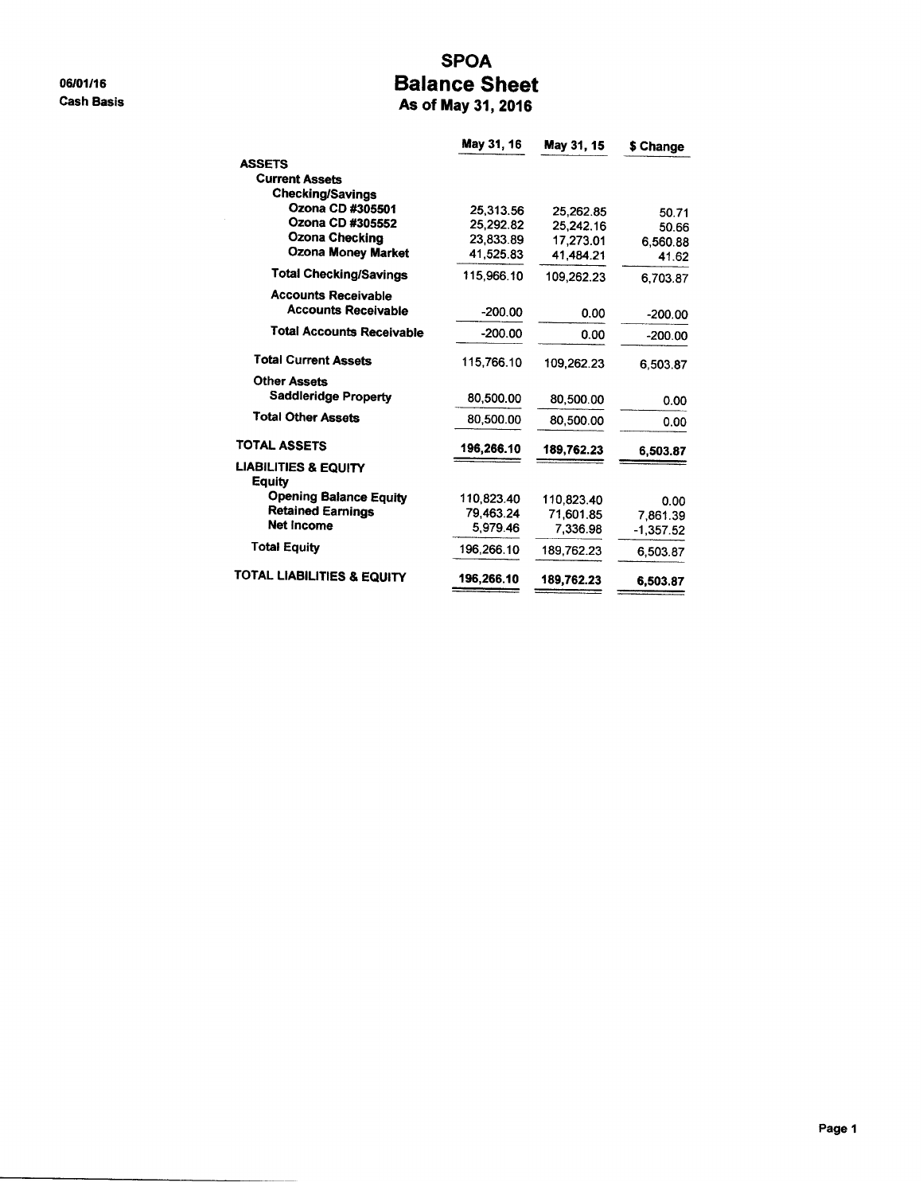06/01/16
Cash Basis

# SPOA
## Balance Sheet
### As of May 31, 2016

| | May 31, 16 | May 31, 15 | $ Change |
|---|---|---|---|
| **ASSETS** | | | |
| **Current Assets** | | | |
| **Checking/Savings** | | | |
| **Ozona CD #305501** | 25,313.56 | 25,262.85 | 50.71 |
| **Ozona CD #305552** | 25,292.82 | 25,242.16 | 50.66 |
| **Ozona Checking** | 23,833.89 | 17,273.01 | 6,560.88 |
| **Ozona Money Market** | 41,525.83 | 41,484.21 | 41.62 |
| **Total Checking/Savings** | 115,966.10 | 109,262.23 | 6,703.87 |
| **Accounts Receivable** | | | |
| **Accounts Receivable** | -200.00 | 0.00 | -200.00 |
| **Total Accounts Receivable** | -200.00 | 0.00 | -200.00 |
| **Total Current Assets** | 115,766.10 | 109,262.23 | 6,503.87 |
| **Other Assets** | | | |
| **Saddleridge Property** | 80,500.00 | 80,500.00 | 0.00 |
| **Total Other Assets** | 80,500.00 | 80,500.00 | 0.00 |
| **TOTAL ASSETS** | **196,266.10** | **189,762.23** | **6,503.87** |
| **LIABILITIES & EQUITY** | | | |
| **Equity** | | | |
| **Opening Balance Equity** | 110,823.40 | 110,823.40 | 0.00 |
| **Retained Earnings** | 79,463.24 | 71,601.85 | 7,861.39 |
| **Net Income** | 5,979.46 | 7,336.98 | -1,357.52 |
| **Total Equity** | 196,266.10 | 189,762.23 | 6,503.87 |
| **TOTAL LIABILITIES & EQUITY** | **196,266.10** | **189,762.23** | **6,503.87** |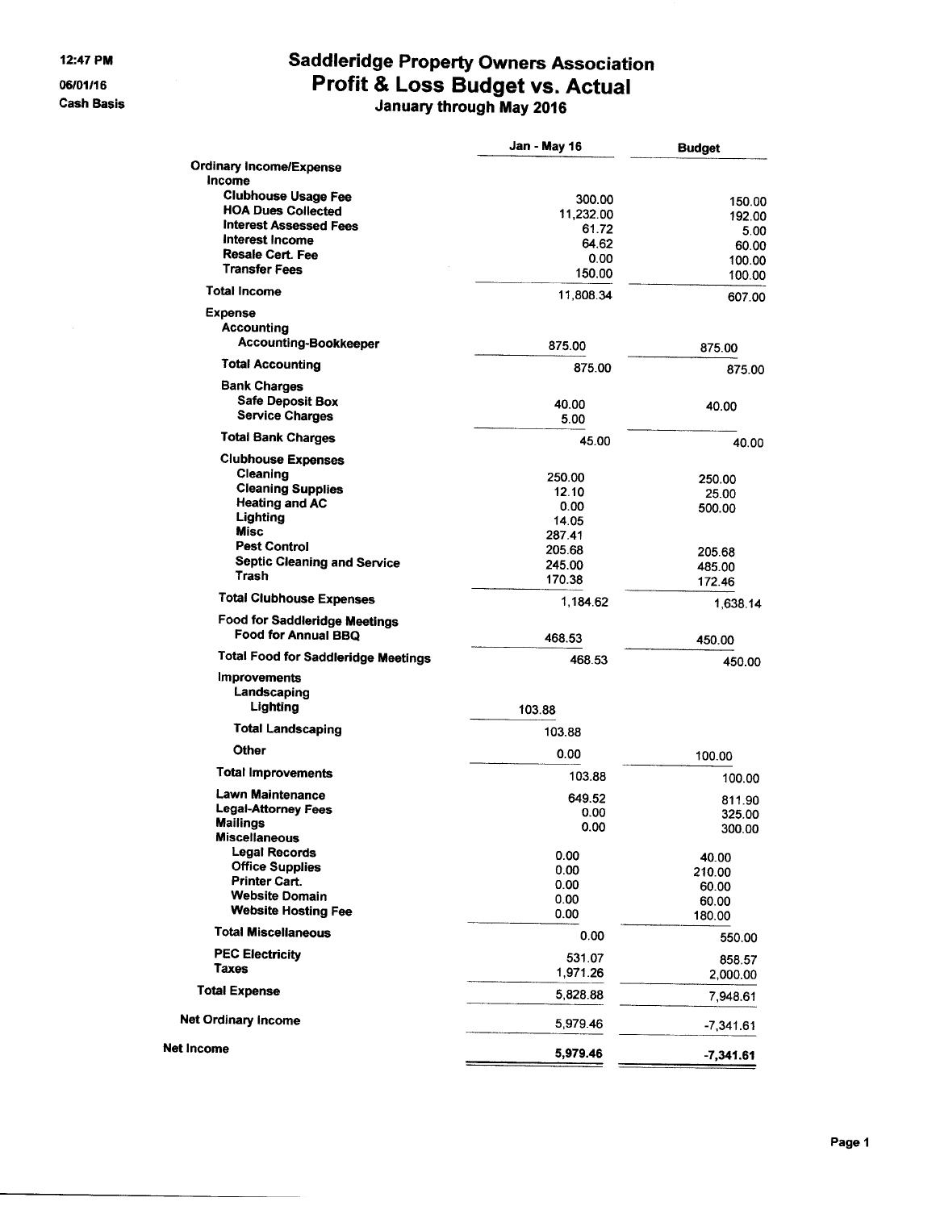12:47 PM
06/01/16
Cash Basis

# Saddleridge Property Owners Association
## Profit & Loss Budget vs. Actual
### January through May 2016

| | Jan - May 16 | Budget |
|---|---|---|
| **Ordinary Income/Expense** | | |
| **Income** | | |
| Clubhouse Usage Fee | 300.00 | 150.00 |
| HOA Dues Collected | 11,232.00 | 192.00 |
| Interest Assessed Fees | 61.72 | 5.00 |
| Interest Income | 64.62 | 60.00 |
| Resale Cert. Fee | 0.00 | 100.00 |
| Transfer Fees | 150.00 | 100.00 |
| **Total Income** | 11,808.34 | 607.00 |
| **Expense** | | |
| Accounting | | |
| Accounting-Bookkeeper | 875.00 | 875.00 |
| Total Accounting | 875.00 | 875.00 |
| Bank Charges | | |
| Safe Deposit Box | 40.00 | 40.00 |
| Service Charges | 5.00 | |
| Total Bank Charges | 45.00 | 40.00 |
| Clubhouse Expenses | | |
| Cleaning | 250.00 | 250.00 |
| Cleaning Supplies | 12.10 | 25.00 |
| Heating and AC | 0.00 | 500.00 |
| Lighting | 14.05 | |
| Misc | 287.41 | |
| Pest Control | 205.68 | 205.68 |
| Septic Cleaning and Service | 245.00 | 485.00 |
| Trash | 170.38 | 172.46 |
| Total Clubhouse Expenses | 1,184.62 | 1,638.14 |
| Food for Saddleridge Meetings | | |
| Food for Annual BBQ | 468.53 | 450.00 |
| Total Food for Saddleridge Meetings | 468.53 | 450.00 |
| Improvements | | |
| Landscaping | | |
| Lighting | 103.88 | |
| Total Landscaping | 103.88 | |
| Other | 0.00 | 100.00 |
| Total Improvements | 103.88 | 100.00 |
| Lawn Maintenance | 649.52 | 811.90 |
| Legal-Attorney Fees | 0.00 | 325.00 |
| Mailings | 0.00 | 300.00 |
| Miscellaneous | | |
| Legal Records | 0.00 | 40.00 |
| Office Supplies | 0.00 | 210.00 |
| Printer Cart. | 0.00 | 60.00 |
| Website Domain | 0.00 | 60.00 |
| Website Hosting Fee | 0.00 | 180.00 |
| Total Miscellaneous | 0.00 | 550.00 |
| PEC Electricity | 531.07 | 858.57 |
| Taxes | 1,971.26 | 2,000.00 |
| **Total Expense** | 5,828.88 | 7,948.61 |
| **Net Ordinary Income** | 5,979.46 | -7,341.61 |
| **Net Income** | **5,979.46** | **-7,341.61** |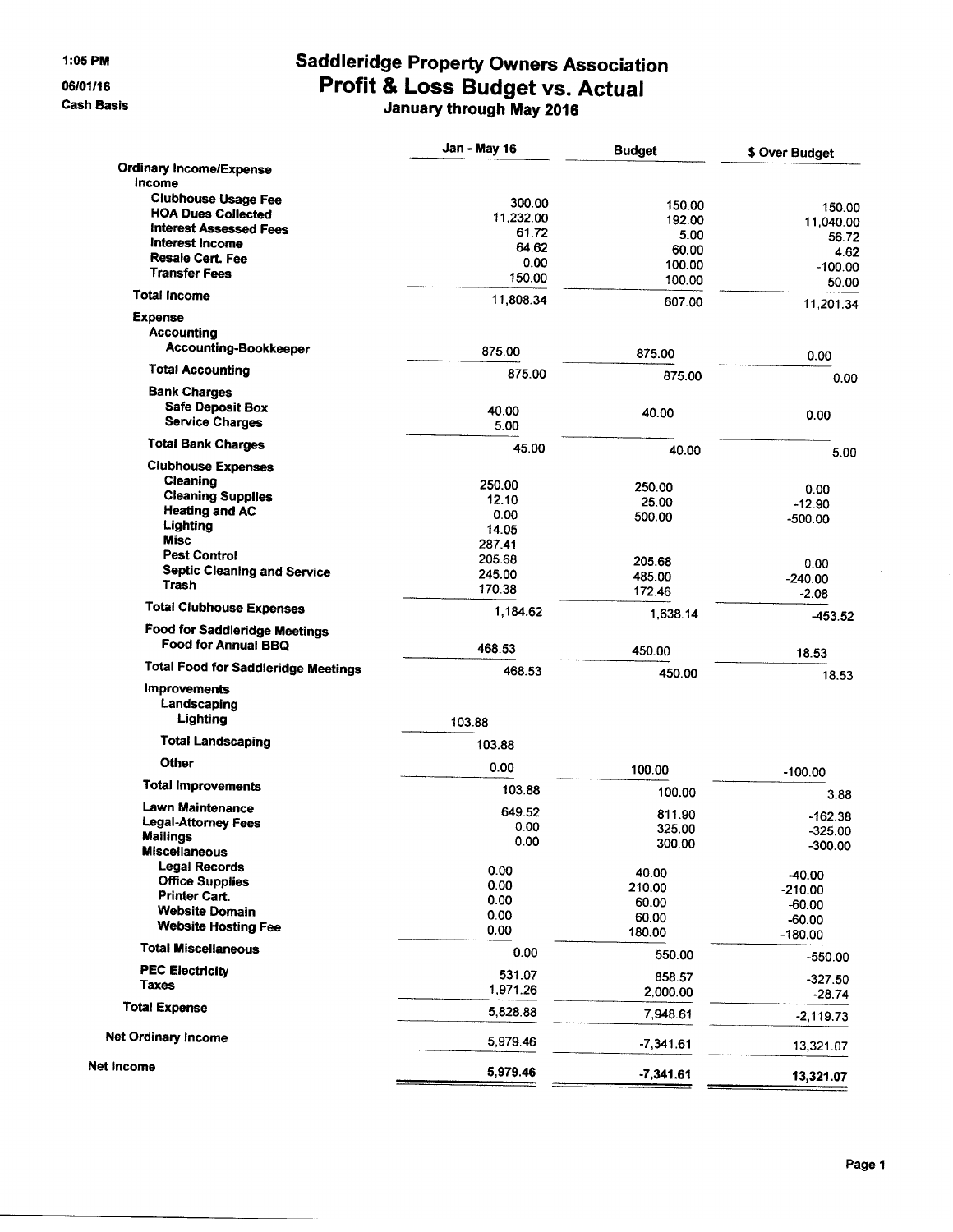1:05 PM
06/01/16
Cash Basis

# Saddleridge Property Owners Association
## Profit & Loss Budget vs. Actual
### January through May 2016

| | Jan - May 16 | Budget | $ Over Budget |
|---|---|---|---|
| **Ordinary Income/Expense** | | | |
| **Income** | | | |
| Clubhouse Usage Fee | 300.00 | 150.00 | 150.00 |
| HOA Dues Collected | 11,232.00 | 192.00 | 11,040.00 |
| Interest Assessed Fees | 61.72 | 5.00 | 56.72 |
| Interest Income | 64.62 | 60.00 | 4.62 |
| Resale Cert. Fee | 0.00 | 100.00 | -100.00 |
| Transfer Fees | 150.00 | 100.00 | 50.00 |
| **Total Income** | 11,808.34 | 607.00 | 11,201.34 |
| **Expense** | | | |
| Accounting | | | |
| Accounting-Bookkeeper | 875.00 | 875.00 | 0.00 |
| **Total Accounting** | 875.00 | 875.00 | 0.00 |
| Bank Charges | | | |
| Safe Deposit Box | 40.00 | 40.00 | 0.00 |
| Service Charges | 5.00 | | |
| **Total Bank Charges** | 45.00 | 40.00 | 5.00 |
| Clubhouse Expenses | | | |
| Cleaning | 250.00 | 250.00 | 0.00 |
| Cleaning Supplies | 12.10 | 25.00 | -12.90 |
| Heating and AC | 0.00 | 500.00 | -500.00 |
| Lighting | 14.05 | | |
| Misc | 287.41 | | |
| Pest Control | 205.68 | 205.68 | 0.00 |
| Septic Cleaning and Service | 245.00 | 485.00 | -240.00 |
| Trash | 170.38 | 172.46 | -2.08 |
| **Total Clubhouse Expenses** | 1,184.62 | 1,638.14 | -453.52 |
| Food for Saddleridge Meetings | | | |
| Food for Annual BBQ | 468.53 | 450.00 | 18.53 |
| **Total Food for Saddleridge Meetings** | 468.53 | 450.00 | 18.53 |
| Improvements | | | |
| Landscaping | | | |
| Lighting | 103.88 | | |
| **Total Landscaping** | 103.88 | | |
| Other | 0.00 | 100.00 | -100.00 |
| **Total Improvements** | 103.88 | 100.00 | 3.88 |
| Lawn Maintenance | 649.52 | 811.90 | -162.38 |
| Legal-Attorney Fees | 0.00 | 325.00 | -325.00 |
| Mailings | 0.00 | 300.00 | -300.00 |
| Miscellaneous | | | |
| Legal Records | 0.00 | 40.00 | -40.00 |
| Office Supplies | 0.00 | 210.00 | -210.00 |
| Printer Cart. | 0.00 | 60.00 | -60.00 |
| Website Domain | 0.00 | 60.00 | -60.00 |
| Website Hosting Fee | 0.00 | 180.00 | -180.00 |
| **Total Miscellaneous** | 0.00 | 550.00 | -550.00 |
| PEC Electricity | 531.07 | 858.57 | -327.50 |
| Taxes | 1,971.26 | 2,000.00 | -28.74 |
| **Total Expense** | 5,828.88 | 7,948.61 | -2,119.73 |
| **Net Ordinary Income** | 5,979.46 | -7,341.61 | 13,321.07 |
| **Net Income** | **5,979.46** | **-7,341.61** | **13,321.07** |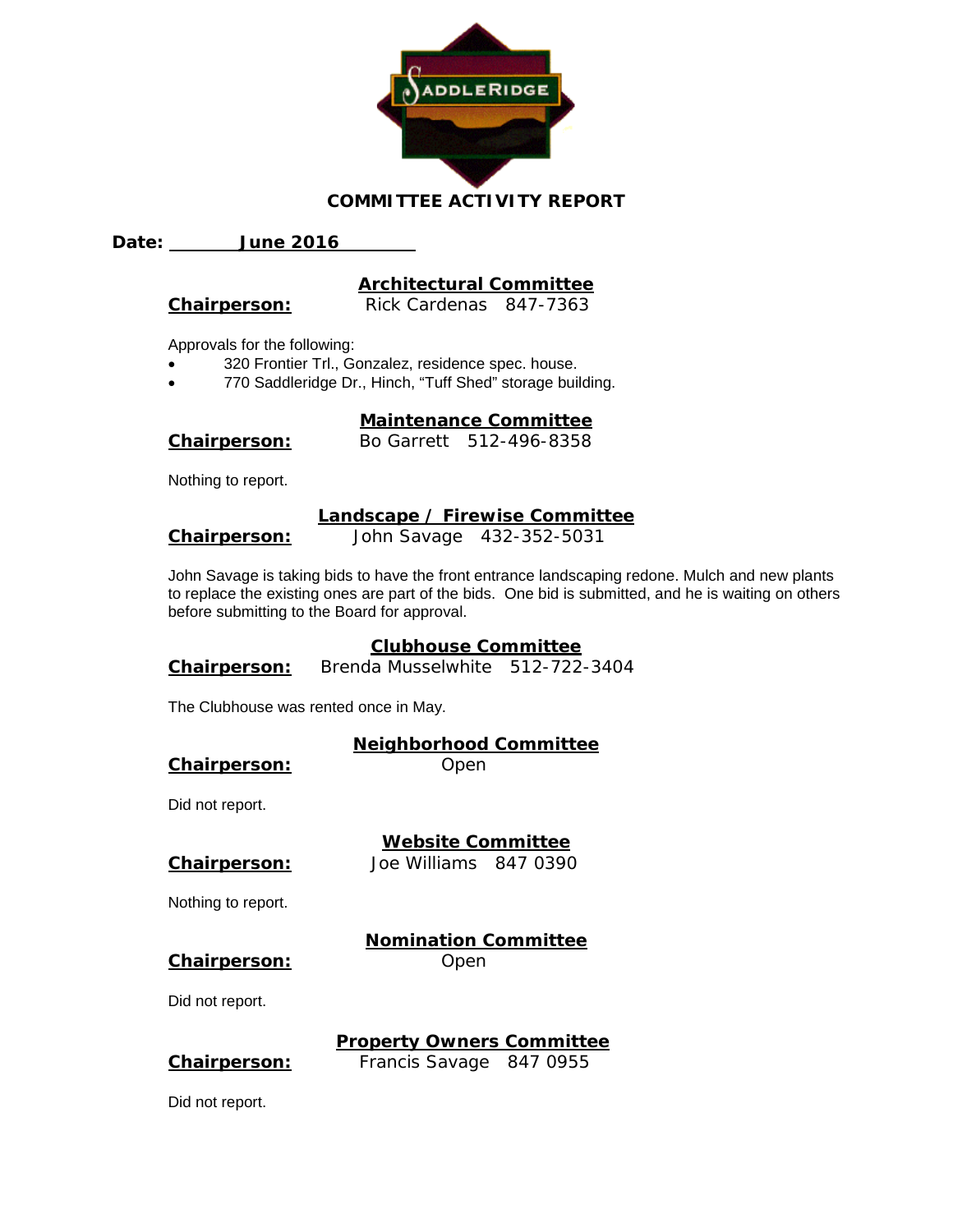SADDLERIDGE

# COMMITTEE ACTIVITY REPORT

**Date: June 2016**

## Architectural Committee

**Chairperson:** Rick Cardenas 847-7363

Approvals for the following:

- 320 Frontier Trl., Gonzalez, residence spec. house.
- 770 Saddleridge Dr., Hinch, "Tuff Shed" storage building.

## Maintenance Committee

**Chairperson:** Bo Garrett 512-496-8358

Nothing to report.

## Landscape / Firewise Committee

**Chairperson:** John Savage 432-352-5031

John Savage is taking bids to have the front entrance landscaping redone. Mulch and new plants to replace the existing ones are part of the bids. One bid is submitted, and he is waiting on others before submitting to the Board for approval.

## Clubhouse Committee

**Chairperson:** Brenda Musselwhite 512-722-3404

The Clubhouse was rented once in May.

## Neighborhood Committee

**Chairperson:** Open

Did not report.

## Website Committee

**Chairperson:** Joe Williams 847 0390

Nothing to report.

## Nomination Committee

**Chairperson:** Open

Did not report.

## Property Owners Committee

**Chairperson:** Francis Savage 847 0955

Did not report.